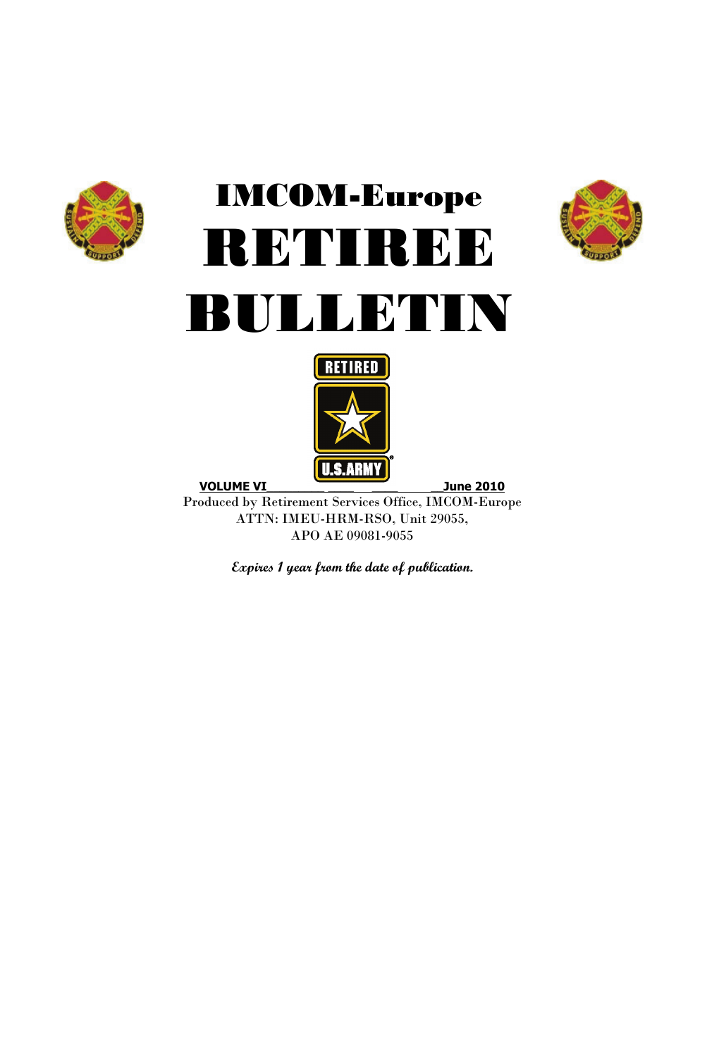# IMCOM-Europe

# RETIREE BULLETIN

**VOLUME VI** **June 2010**

Produced by Retirement Services Office, IMCOM-Europe
ATTN: IMEU-HRM-RSO, Unit 29055,
APO AE 09081-9055

***Expires 1 year from the date of publication.***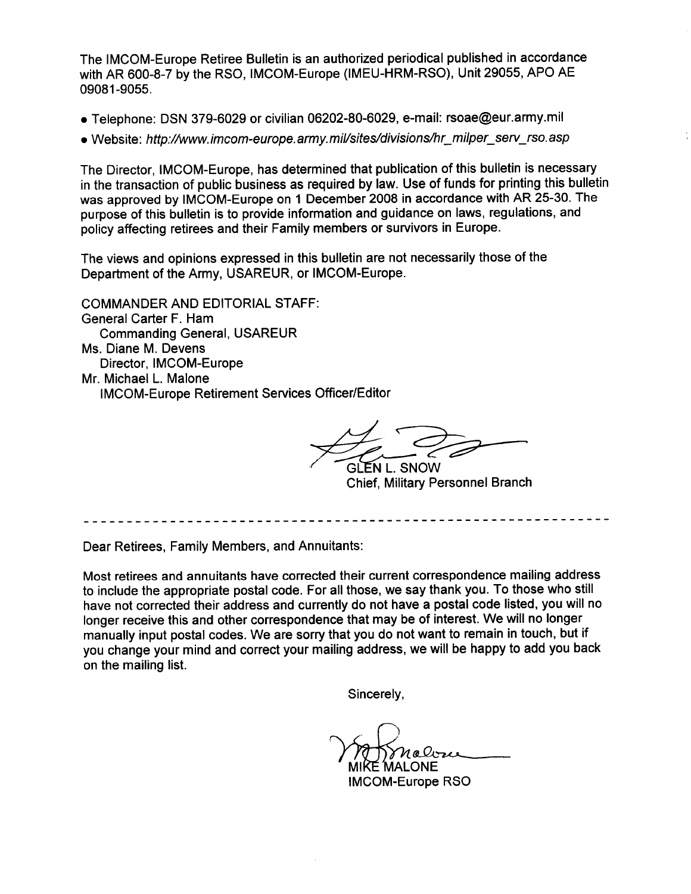The IMCOM-Europe Retiree Bulletin is an authorized periodical published in accordance with AR 600-8-7 by the RSO, IMCOM-Europe (IMEU-HRM-RSO), Unit 29055, APO AE 09081-9055.

- Telephone: DSN 379-6029 or civilian 06202-80-6029, e-mail: rsoae@eur.army.mil
- Website: *http://www.imcom-europe.army.mil/sites/divisions/hr_milper_serv_rso.asp*

The Director, IMCOM-Europe, has determined that publication of this bulletin is necessary in the transaction of public business as required by law. Use of funds for printing this bulletin was approved by IMCOM-Europe on 1 December 2008 in accordance with AR 25-30. The purpose of this bulletin is to provide information and guidance on laws, regulations, and policy affecting retirees and their Family members or survivors in Europe.

The views and opinions expressed in this bulletin are not necessarily those of the Department of the Army, USAREUR, or IMCOM-Europe.

COMMANDER AND EDITORIAL STAFF:
General Carter F. Ham
Commanding General, USAREUR
Ms. Diane M. Devens
Director, IMCOM-Europe
Mr. Michael L. Malone
IMCOM-Europe Retirement Services Officer/Editor

GLEN L. SNOW
Chief, Military Personnel Branch

---

Dear Retirees, Family Members, and Annuitants:

Most retirees and annuitants have corrected their current correspondence mailing address to include the appropriate postal code. For all those, we say thank you. To those who still have not corrected their address and currently do not have a postal code listed, you will no longer receive this and other correspondence that may be of interest. We will no longer manually input postal codes. We are sorry that you do not want to remain in touch, but if you change your mind and correct your mailing address, we will be happy to add you back on the mailing list.

Sincerely,

MIKE MALONE
IMCOM-Europe RSO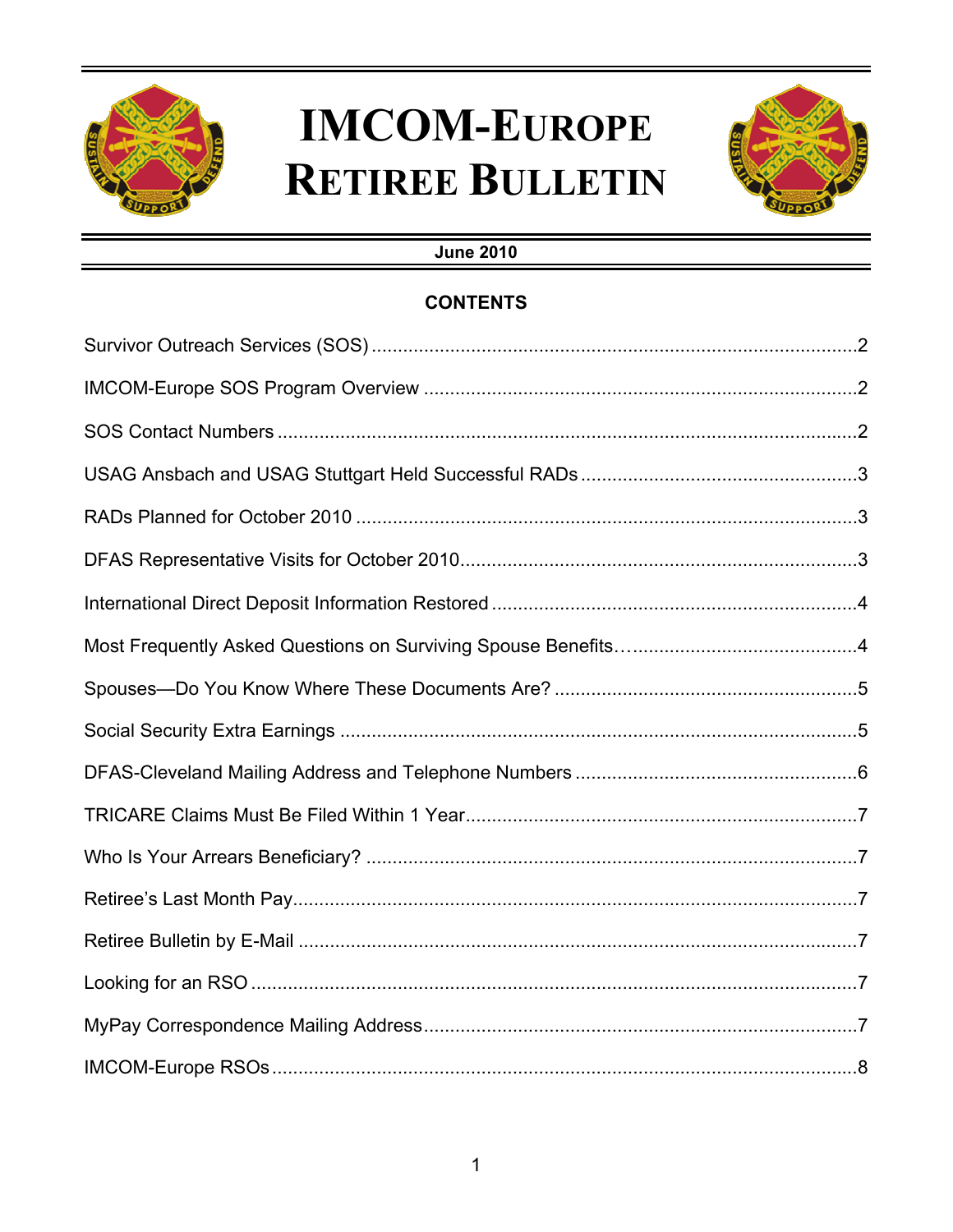# IMCOM-Europe Retiree Bulletin

**June 2010**

**CONTENTS**

| | |
|---|---|
| Survivor Outreach Services (SOS) | 2 |
| IMCOM-Europe SOS Program Overview | 2 |
| SOS Contact Numbers | 2 |
| USAG Ansbach and USAG Stuttgart Held Successful RADs | 3 |
| RADs Planned for October 2010 | 3 |
| DFAS Representative Visits for October 2010 | 3 |
| International Direct Deposit Information Restored | 4 |
| Most Frequently Asked Questions on Surviving Spouse Benefits… | 4 |
| Spouses—Do You Know Where These Documents Are? | 5 |
| Social Security Extra Earnings | 5 |
| DFAS-Cleveland Mailing Address and Telephone Numbers | 6 |
| TRICARE Claims Must Be Filed Within 1 Year | 7 |
| Who Is Your Arrears Beneficiary? | 7 |
| Retiree's Last Month Pay | 7 |
| Retiree Bulletin by E-Mail | 7 |
| Looking for an RSO | 7 |
| MyPay Correspondence Mailing Address | 7 |
| IMCOM-Europe RSOs | 8 |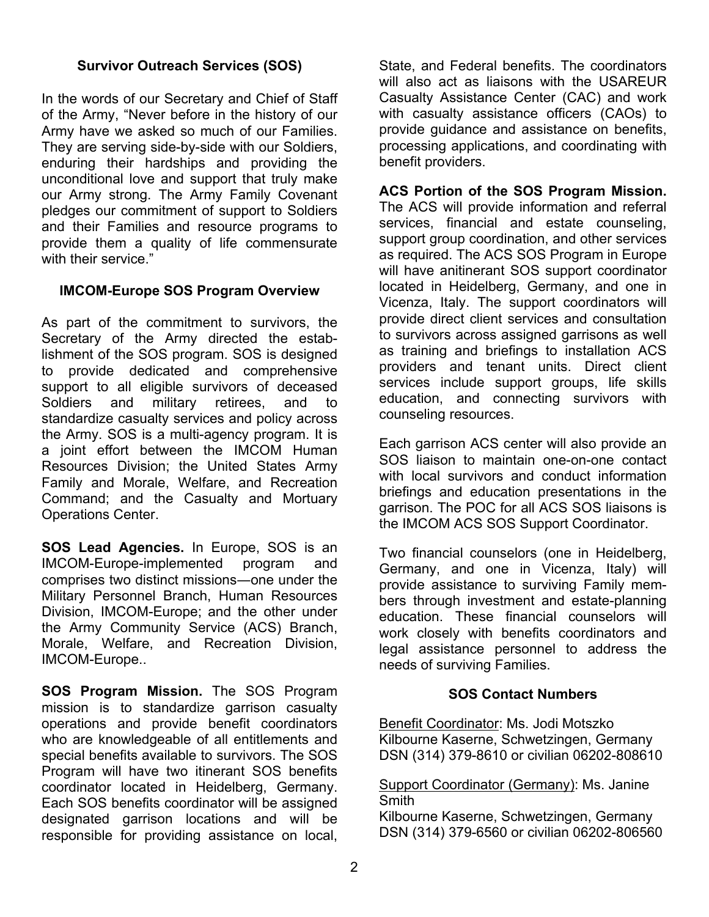## Survivor Outreach Services (SOS)

In the words of our Secretary and Chief of Staff of the Army, "Never before in the history of our Army have we asked so much of our Families. They are serving side-by-side with our Soldiers, enduring their hardships and providing the unconditional love and support that truly make our Army strong. The Army Family Covenant pledges our commitment of support to Soldiers and their Families and resource programs to provide them a quality of life commensurate with their service."

### IMCOM-Europe SOS Program Overview

As part of the commitment to survivors, the Secretary of the Army directed the establishment of the SOS program. SOS is designed to provide dedicated and comprehensive support to all eligible survivors of deceased Soldiers and military retirees, and to standardize casualty services and policy across the Army. SOS is a multi-agency program. It is a joint effort between the IMCOM Human Resources Division; the United States Army Family and Morale, Welfare, and Recreation Command; and the Casualty and Mortuary Operations Center.

**SOS Lead Agencies.** In Europe, SOS is an IMCOM-Europe-implemented program and comprises two distinct missions—one under the Military Personnel Branch, Human Resources Division, IMCOM-Europe; and the other under the Army Community Service (ACS) Branch, Morale, Welfare, and Recreation Division, IMCOM-Europe..

**SOS Program Mission.** The SOS Program mission is to standardize garrison casualty operations and provide benefit coordinators who are knowledgeable of all entitlements and special benefits available to survivors. The SOS Program will have two itinerant SOS benefits coordinator located in Heidelberg, Germany. Each SOS benefits coordinator will be assigned designated garrison locations and will be responsible for providing assistance on local, State, and Federal benefits. The coordinators will also act as liaisons with the USAREUR Casualty Assistance Center (CAC) and work with casualty assistance officers (CAOs) to provide guidance and assistance on benefits, processing applications, and coordinating with benefit providers.

**ACS Portion of the SOS Program Mission.** The ACS will provide information and referral services, financial and estate counseling, support group coordination, and other services as required. The ACS SOS Program in Europe will have anitinerant SOS support coordinator located in Heidelberg, Germany, and one in Vicenza, Italy. The support coordinators will provide direct client services and consultation to survivors across assigned garrisons as well as training and briefings to installation ACS providers and tenant units. Direct client services include support groups, life skills education, and connecting survivors with counseling resources.

Each garrison ACS center will also provide an SOS liaison to maintain one-on-one contact with local survivors and conduct information briefings and education presentations in the garrison. The POC for all ACS SOS liaisons is the IMCOM ACS SOS Support Coordinator.

Two financial counselors (one in Heidelberg, Germany, and one in Vicenza, Italy) will provide assistance to surviving Family members through investment and estate-planning education. These financial counselors will work closely with benefits coordinators and legal assistance personnel to address the needs of surviving Families.

### SOS Contact Numbers

Benefit Coordinator: Ms. Jodi Motszko
Kilbourne Kaserne, Schwetzingen, Germany
DSN (314) 379-8610 or civilian 06202-808610

Support Coordinator (Germany): Ms. Janine Smith
Kilbourne Kaserne, Schwetzingen, Germany
DSN (314) 379-6560 or civilian 06202-806560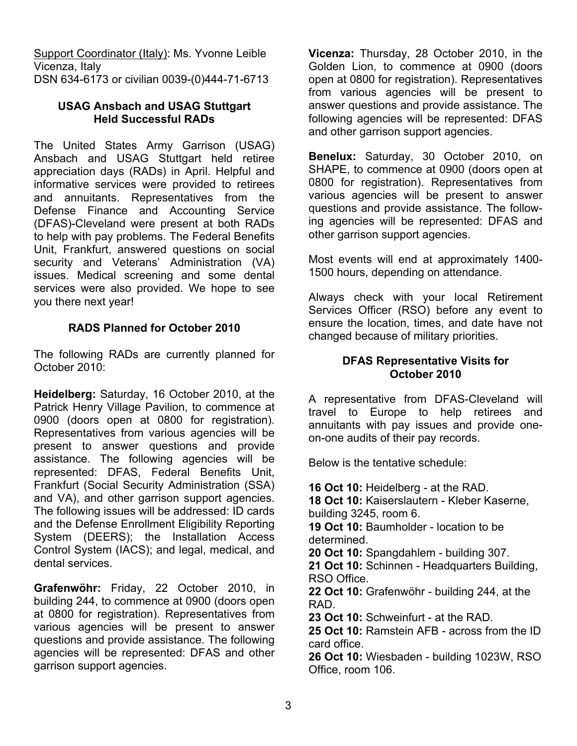Support Coordinator (Italy): Ms. Yvonne Leible
Vicenza, Italy
DSN 634-6173 or civilian 0039-(0)444-71-6713

## USAG Ansbach and USAG Stuttgart Held Successful RADs

The United States Army Garrison (USAG) Ansbach and USAG Stuttgart held retiree appreciation days (RADs) in April. Helpful and informative services were provided to retirees and annuitants. Representatives from the Defense Finance and Accounting Service (DFAS)-Cleveland were present at both RADs to help with pay problems. The Federal Benefits Unit, Frankfurt, answered questions on social security and Veterans' Administration (VA) issues. Medical screening and some dental services were also provided. We hope to see you there next year!

## RADS Planned for October 2010

The following RADs are currently planned for October 2010:

**Heidelberg:** Saturday, 16 October 2010, at the Patrick Henry Village Pavilion, to commence at 0900 (doors open at 0800 for registration). Representatives from various agencies will be present to answer questions and provide assistance. The following agencies will be represented: DFAS, Federal Benefits Unit, Frankfurt (Social Security Administration (SSA) and VA), and other garrison support agencies. The following issues will be addressed: ID cards and the Defense Enrollment Eligibility Reporting System (DEERS); the Installation Access Control System (IACS); and legal, medical, and dental services.

**Grafenwöhr:** Friday, 22 October 2010, in building 244, to commence at 0900 (doors open at 0800 for registration). Representatives from various agencies will be present to answer questions and provide assistance. The following agencies will be represented: DFAS and other garrison support agencies.

**Vicenza:** Thursday, 28 October 2010, in the Golden Lion, to commence at 0900 (doors open at 0800 for registration). Representatives from various agencies will be present to answer questions and provide assistance. The following agencies will be represented: DFAS and other garrison support agencies.

**Benelux:** Saturday, 30 October 2010, on SHAPE, to commence at 0900 (doors open at 0800 for registration). Representatives from various agencies will be present to answer questions and provide assistance. The following agencies will be represented: DFAS and other garrison support agencies.

Most events will end at approximately 1400-1500 hours, depending on attendance.

Always check with your local Retirement Services Officer (RSO) before any event to ensure the location, times, and date have not changed because of military priorities.

## DFAS Representative Visits for October 2010

A representative from DFAS-Cleveland will travel to Europe to help retirees and annuitants with pay issues and provide one-on-one audits of their pay records.

Below is the tentative schedule:

**16 Oct 10:** Heidelberg - at the RAD.
**18 Oct 10:** Kaiserslautern - Kleber Kaserne, building 3245, room 6.
**19 Oct 10:** Baumholder - location to be determined.
**20 Oct 10:** Spangdahlem - building 307.
**21 Oct 10:** Schinnen - Headquarters Building, RSO Office.
**22 Oct 10:** Grafenwöhr - building 244, at the RAD.
**23 Oct 10:** Schweinfurt - at the RAD.
**25 Oct 10:** Ramstein AFB - across from the ID card office.
**26 Oct 10:** Wiesbaden - building 1023W, RSO Office, room 106.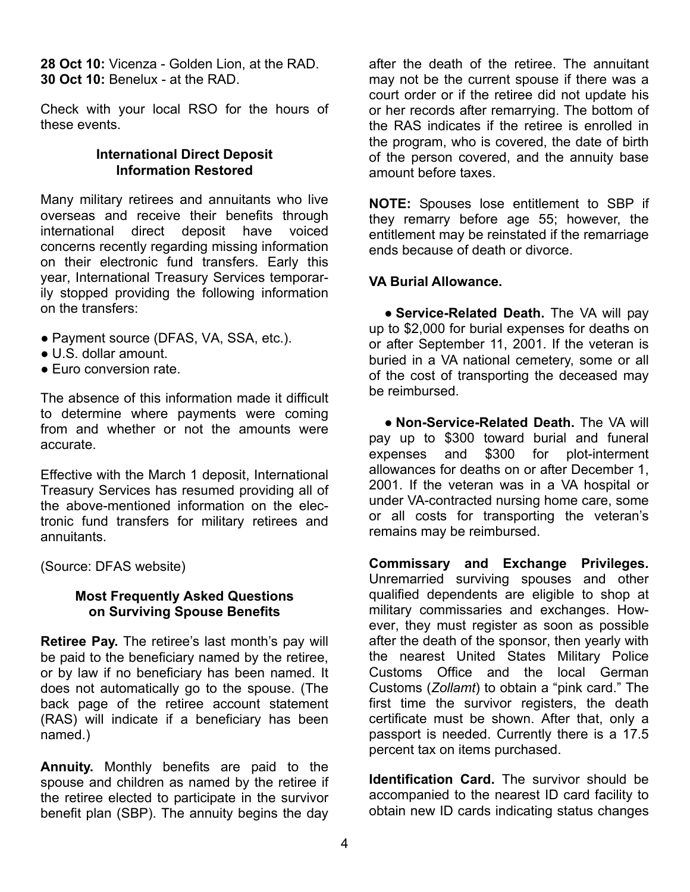**28 Oct 10:** Vicenza - Golden Lion, at the RAD.
**30 Oct 10:** Benelux - at the RAD.

Check with your local RSO for the hours of these events.

### International Direct Deposit Information Restored

Many military retirees and annuitants who live overseas and receive their benefits through international direct deposit have voiced concerns recently regarding missing information on their electronic fund transfers. Early this year, International Treasury Services temporarily stopped providing the following information on the transfers:

- Payment source (DFAS, VA, SSA, etc.).
- U.S. dollar amount.
- Euro conversion rate.

The absence of this information made it difficult to determine where payments were coming from and whether or not the amounts were accurate.

Effective with the March 1 deposit, International Treasury Services has resumed providing all of the above-mentioned information on the electronic fund transfers for military retirees and annuitants.

(Source: DFAS website)

### Most Frequently Asked Questions on Surviving Spouse Benefits

**Retiree Pay.** The retiree's last month's pay will be paid to the beneficiary named by the retiree, or by law if no beneficiary has been named. It does not automatically go to the spouse. (The back page of the retiree account statement (RAS) will indicate if a beneficiary has been named.)

**Annuity.** Monthly benefits are paid to the spouse and children as named by the retiree if the retiree elected to participate in the survivor benefit plan (SBP). The annuity begins the day after the death of the retiree. The annuitant may not be the current spouse if there was a court order or if the retiree did not update his or her records after remarrying. The bottom of the RAS indicates if the retiree is enrolled in the program, who is covered, the date of birth of the person covered, and the annuity base amount before taxes.

**NOTE:** Spouses lose entitlement to SBP if they remarry before age 55; however, the entitlement may be reinstated if the remarriage ends because of death or divorce.

**VA Burial Allowance.**

- **Service-Related Death.** The VA will pay up to $2,000 for burial expenses for deaths on or after September 11, 2001. If the veteran is buried in a VA national cemetery, some or all of the cost of transporting the deceased may be reimbursed.

- **Non-Service-Related Death.** The VA will pay up to $300 toward burial and funeral expenses and $300 for plot-interment allowances for deaths on or after December 1, 2001. If the veteran was in a VA hospital or under VA-contracted nursing home care, some or all costs for transporting the veteran's remains may be reimbursed.

**Commissary and Exchange Privileges.** Unremarried surviving spouses and other qualified dependents are eligible to shop at military commissaries and exchanges. However, they must register as soon as possible after the death of the sponsor, then yearly with the nearest United States Military Police Customs Office and the local German Customs (*Zollamt*) to obtain a "pink card." The first time the survivor registers, the death certificate must be shown. After that, only a passport is needed. Currently there is a 17.5 percent tax on items purchased.

**Identification Card.** The survivor should be accompanied to the nearest ID card facility to obtain new ID cards indicating status changes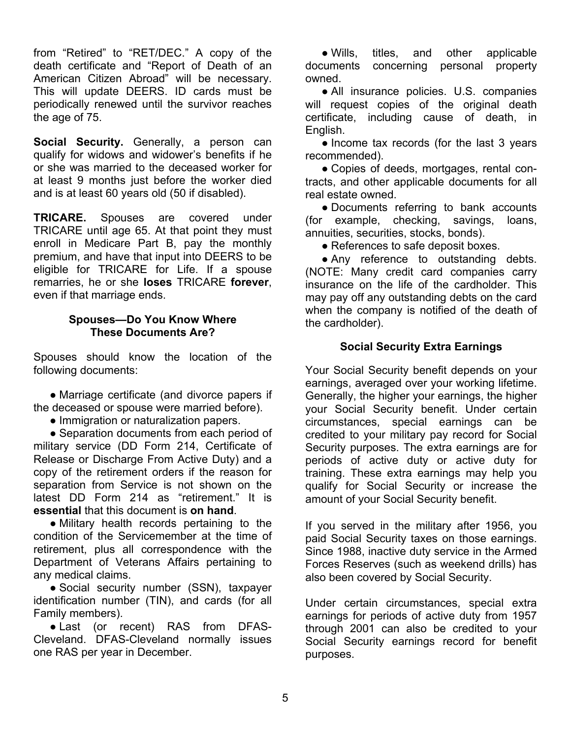from “Retired” to “RET/DEC.” A copy of the death certificate and “Report of Death of an American Citizen Abroad” will be necessary. This will update DEERS. ID cards must be periodically renewed until the survivor reaches the age of 75.

**Social Security.** Generally, a person can qualify for widows and widower’s benefits if he or she was married to the deceased worker for at least 9 months just before the worker died and is at least 60 years old (50 if disabled).

**TRICARE.** Spouses are covered under TRICARE until age 65. At that point they must enroll in Medicare Part B, pay the monthly premium, and have that input into DEERS to be eligible for TRICARE for Life. If a spouse remarries, he or she **loses** TRICARE **forever**, even if that marriage ends.

### Spouses—Do You Know Where These Documents Are?

Spouses should know the location of the following documents:

- Marriage certificate (and divorce papers if the deceased or spouse were married before).
- Immigration or naturalization papers.
- Separation documents from each period of military service (DD Form 214, Certificate of Release or Discharge From Active Duty) and a copy of the retirement orders if the reason for separation from Service is not shown on the latest DD Form 214 as “retirement.” It is **essential** that this document is **on hand**.
- Military health records pertaining to the condition of the Servicemember at the time of retirement, plus all correspondence with the Department of Veterans Affairs pertaining to any medical claims.
- Social security number (SSN), taxpayer identification number (TIN), and cards (for all Family members).
- Last (or recent) RAS from DFAS-Cleveland. DFAS-Cleveland normally issues one RAS per year in December.
- Wills, titles, and other applicable documents concerning personal property owned.
- All insurance policies. U.S. companies will request copies of the original death certificate, including cause of death, in English.
- Income tax records (for the last 3 years recommended).
- Copies of deeds, mortgages, rental contracts, and other applicable documents for all real estate owned.
- Documents referring to bank accounts (for example, checking, savings, loans, annuities, securities, stocks, bonds).
- References to safe deposit boxes.
- Any reference to outstanding debts. (NOTE: Many credit card companies carry insurance on the life of the cardholder. This may pay off any outstanding debts on the card when the company is notified of the death of the cardholder).

### Social Security Extra Earnings

Your Social Security benefit depends on your earnings, averaged over your working lifetime. Generally, the higher your earnings, the higher your Social Security benefit. Under certain circumstances, special earnings can be credited to your military pay record for Social Security purposes. The extra earnings are for periods of active duty or active duty for training. These extra earnings may help you qualify for Social Security or increase the amount of your Social Security benefit.

If you served in the military after 1956, you paid Social Security taxes on those earnings. Since 1988, inactive duty service in the Armed Forces Reserves (such as weekend drills) has also been covered by Social Security.

Under certain circumstances, special extra earnings for periods of active duty from 1957 through 2001 can also be credited to your Social Security earnings record for benefit purposes.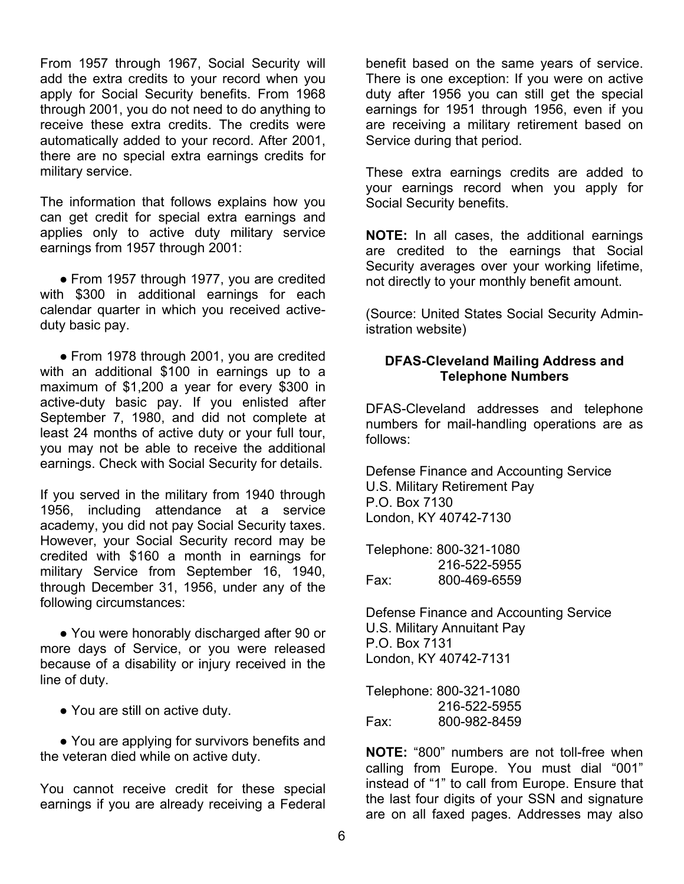From 1957 through 1967, Social Security will add the extra credits to your record when you apply for Social Security benefits. From 1968 through 2001, you do not need to do anything to receive these extra credits. The credits were automatically added to your record. After 2001, there are no special extra earnings credits for military service.

The information that follows explains how you can get credit for special extra earnings and applies only to active duty military service earnings from 1957 through 2001:

- From 1957 through 1977, you are credited with $300 in additional earnings for each calendar quarter in which you received active-duty basic pay.

- From 1978 through 2001, you are credited with an additional $100 in earnings up to a maximum of $1,200 a year for every $300 in active-duty basic pay. If you enlisted after September 7, 1980, and did not complete at least 24 months of active duty or your full tour, you may not be able to receive the additional earnings. Check with Social Security for details.

If you served in the military from 1940 through 1956, including attendance at a service academy, you did not pay Social Security taxes. However, your Social Security record may be credited with $160 a month in earnings for military Service from September 16, 1940, through December 31, 1956, under any of the following circumstances:

- You were honorably discharged after 90 or more days of Service, or you were released because of a disability or injury received in the line of duty.

- You are still on active duty.

- You are applying for survivors benefits and the veteran died while on active duty.

You cannot receive credit for these special earnings if you are already receiving a Federal benefit based on the same years of service. There is one exception: If you were on active duty after 1956 you can still get the special earnings for 1951 through 1956, even if you are receiving a military retirement based on Service during that period.

These extra earnings credits are added to your earnings record when you apply for Social Security benefits.

**NOTE:** In all cases, the additional earnings are credited to the earnings that Social Security averages over your working lifetime, not directly to your monthly benefit amount.

(Source: United States Social Security Administration website)

### DFAS-Cleveland Mailing Address and Telephone Numbers

DFAS-Cleveland addresses and telephone numbers for mail-handling operations are as follows:

Defense Finance and Accounting Service
U.S. Military Retirement Pay
P.O. Box 7130
London, KY 40742-7130

Telephone: 800-321-1080
216-522-5955
Fax: 800-469-6559

Defense Finance and Accounting Service
U.S. Military Annuitant Pay
P.O. Box 7131
London, KY 40742-7131

Telephone: 800-321-1080
216-522-5955
Fax: 800-982-8459

**NOTE:** "800" numbers are not toll-free when calling from Europe. You must dial "001" instead of "1" to call from Europe. Ensure that the last four digits of your SSN and signature are on all faxed pages. Addresses may also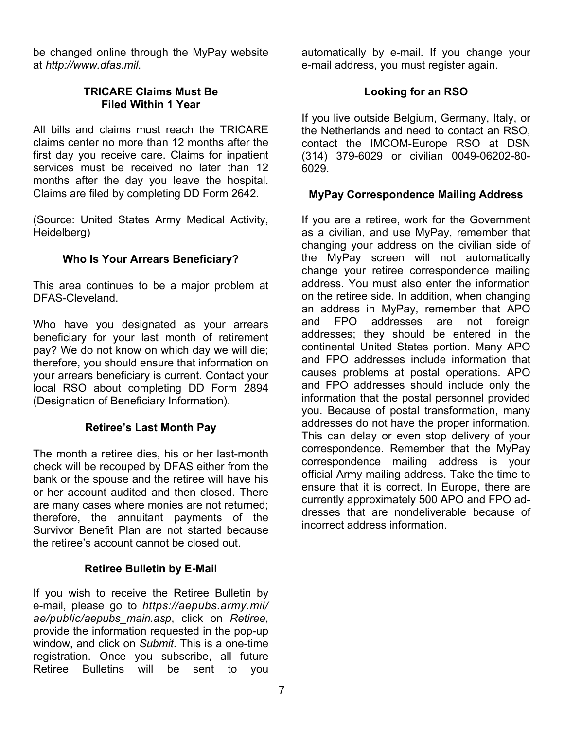be changed online through the MyPay website at *http://www.dfas.mil*.

### TRICARE Claims Must Be Filed Within 1 Year

All bills and claims must reach the TRICARE claims center no more than 12 months after the first day you receive care. Claims for inpatient services must be received no later than 12 months after the day you leave the hospital. Claims are filed by completing DD Form 2642.

(Source: United States Army Medical Activity, Heidelberg)

### Who Is Your Arrears Beneficiary?

This area continues to be a major problem at DFAS-Cleveland.

Who have you designated as your arrears beneficiary for your last month of retirement pay? We do not know on which day we will die; therefore, you should ensure that information on your arrears beneficiary is current. Contact your local RSO about completing DD Form 2894 (Designation of Beneficiary Information).

### Retiree's Last Month Pay

The month a retiree dies, his or her last-month check will be recouped by DFAS either from the bank or the spouse and the retiree will have his or her account audited and then closed. There are many cases where monies are not returned; therefore, the annuitant payments of the Survivor Benefit Plan are not started because the retiree's account cannot be closed out.

### Retiree Bulletin by E-Mail

If you wish to receive the Retiree Bulletin by e-mail, please go to *https://aepubs.army.mil/ae/public/aepubs_main.asp*, click on *Retiree*, provide the information requested in the pop-up window, and click on *Submit*. This is a one-time registration. Once you subscribe, all future Retiree Bulletins will be sent to you automatically by e-mail. If you change your e-mail address, you must register again.

### Looking for an RSO

If you live outside Belgium, Germany, Italy, or the Netherlands and need to contact an RSO, contact the IMCOM-Europe RSO at DSN (314) 379-6029 or civilian 0049-06202-80-6029.

### MyPay Correspondence Mailing Address

If you are a retiree, work for the Government as a civilian, and use MyPay, remember that changing your address on the civilian side of the MyPay screen will not automatically change your retiree correspondence mailing address. You must also enter the information on the retiree side. In addition, when changing an address in MyPay, remember that APO and FPO addresses are not foreign addresses; they should be entered in the continental United States portion. Many APO and FPO addresses include information that causes problems at postal operations. APO and FPO addresses should include only the information that the postal personnel provided you. Because of postal transformation, many addresses do not have the proper information. This can delay or even stop delivery of your correspondence. Remember that the MyPay correspondence mailing address is your official Army mailing address. Take the time to ensure that it is correct. In Europe, there are currently approximately 500 APO and FPO addresses that are nondeliverable because of incorrect address information.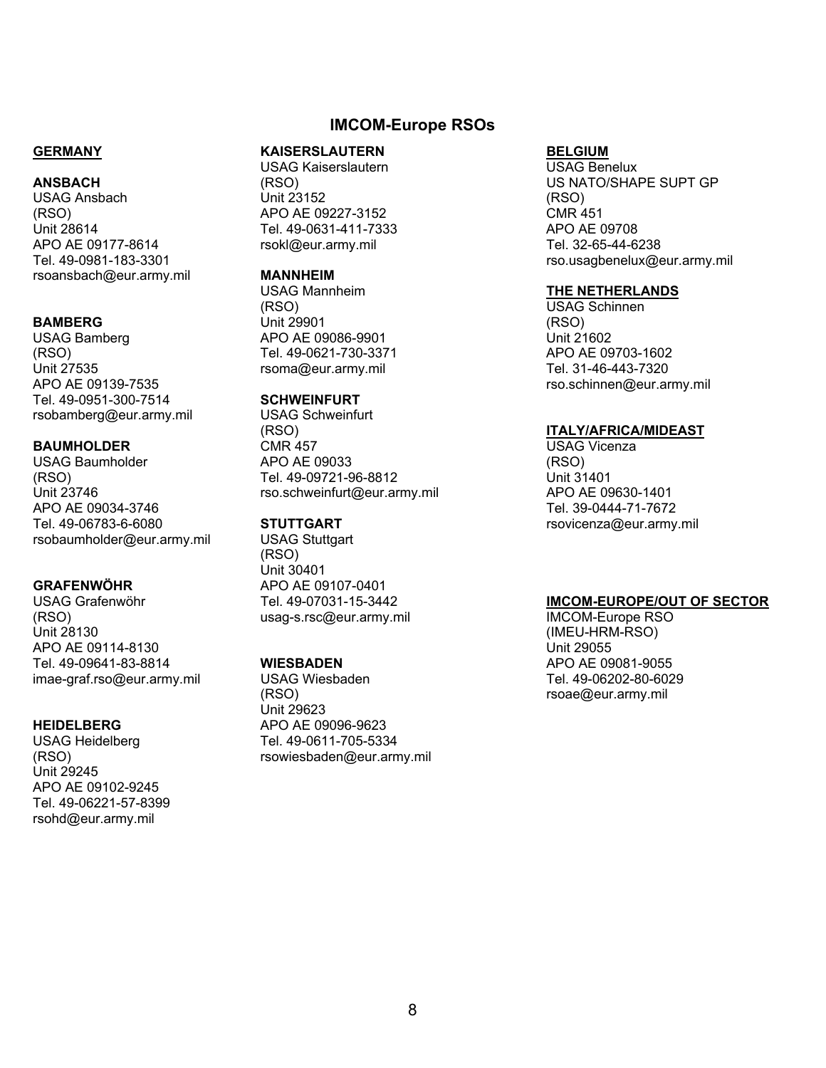## IMCOM-Europe RSOs

### GERMANY

**ANSBACH**
USAG Ansbach
(RSO)
Unit 28614
APO AE 09177-8614
Tel. 49-0981-183-3301
rsoansbach@eur.army.mil

**BAMBERG**
USAG Bamberg
(RSO)
Unit 27535
APO AE 09139-7535
Tel. 49-0951-300-7514
rsobamberg@eur.army.mil

**BAUMHOLDER**
USAG Baumholder
(RSO)
Unit 23746
APO AE 09034-3746
Tel. 49-06783-6-6080
rsobaumholder@eur.army.mil

**GRAFENWÖHR**
USAG Grafenwöhr
(RSO)
Unit 28130
APO AE 09114-8130
Tel. 49-09641-83-8814
imae-graf.rso@eur.army.mil

**HEIDELBERG**
USAG Heidelberg
(RSO)
Unit 29245
APO AE 09102-9245
Tel. 49-06221-57-8399
rsohd@eur.army.mil

**KAISERSLAUTERN**
USAG Kaiserslautern
(RSO)
Unit 23152
APO AE 09227-3152
Tel. 49-0631-411-7333
rsokl@eur.army.mil

**MANNHEIM**
USAG Mannheim
(RSO)
Unit 29901
APO AE 09086-9901
Tel. 49-0621-730-3371
rsoma@eur.army.mil

**SCHWEINFURT**
USAG Schweinfurt
(RSO)
CMR 457
APO AE 09033
Tel. 49-09721-96-8812
rso.schweinfurt@eur.army.mil

**STUTTGART**
USAG Stuttgart
(RSO)
Unit 30401
APO AE 09107-0401
Tel. 49-07031-15-3442
usag-s.rsc@eur.army.mil

**WIESBADEN**
USAG Wiesbaden
(RSO)
Unit 29623
APO AE 09096-9623
Tel. 49-0611-705-5334
rsowiesbaden@eur.army.mil

### BELGIUM

USAG Benelux
US NATO/SHAPE SUPT GP
(RSO)
CMR 451
APO AE 09708
Tel. 32-65-44-6238
rso.usagbenelux@eur.army.mil

### THE NETHERLANDS

USAG Schinnen
(RSO)
Unit 21602
APO AE 09703-1602
Tel. 31-46-443-7320
rso.schinnen@eur.army.mil

### ITALY/AFRICA/MIDEAST

USAG Vicenza
(RSO)
Unit 31401
APO AE 09630-1401
Tel. 39-0444-71-7672
rsovicenza@eur.army.mil

### IMCOM-EUROPE/OUT OF SECTOR

IMCOM-Europe RSO
(IMEU-HRM-RSO)
Unit 29055
APO AE 09081-9055
Tel. 49-06202-80-6029
rsoae@eur.army.mil